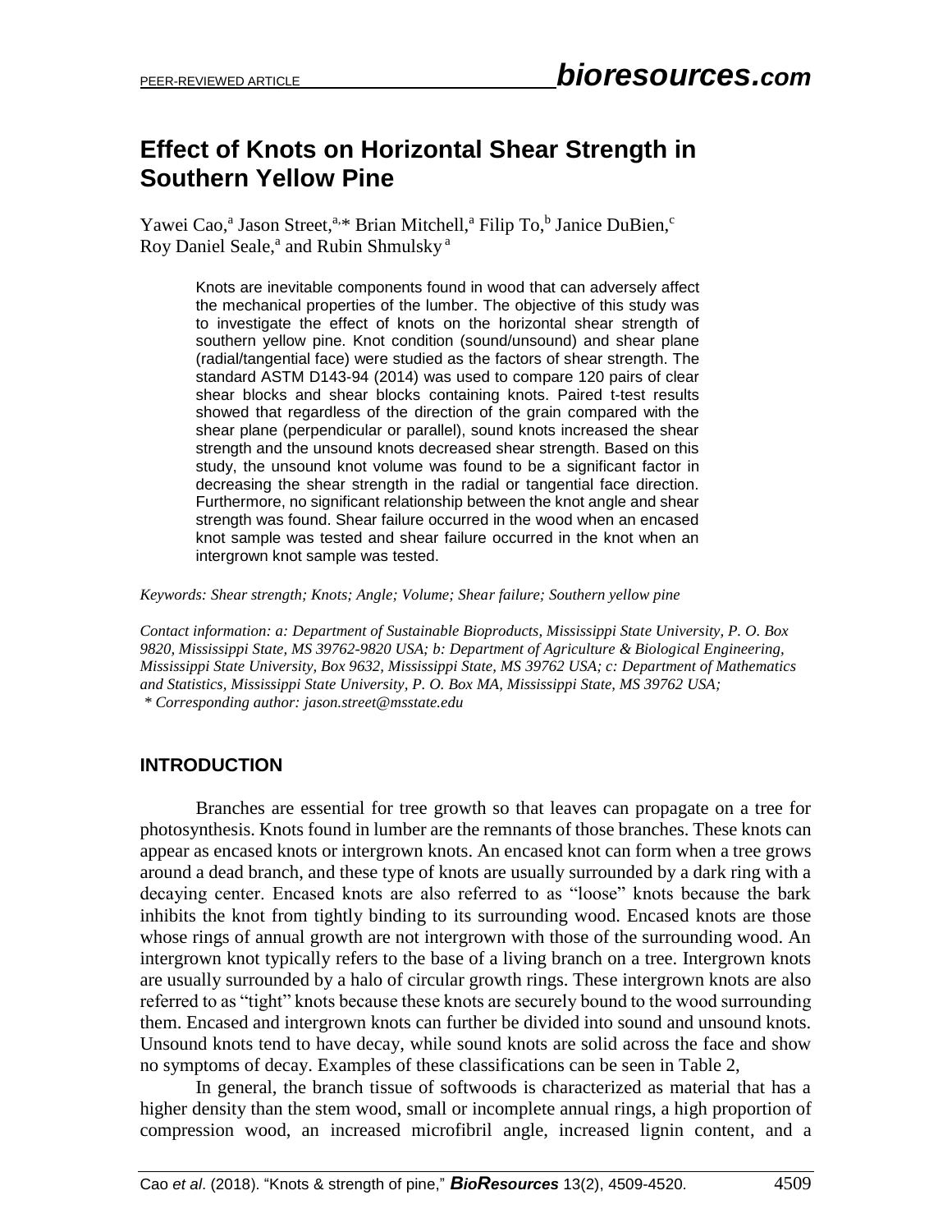# Effect of Knots on Horizontal Shear Strength in Southern Yellow Pine

Yawei Cao,[a] Jason Street,[a,*] Brian Mitchell,[a] Filip To,[b] Janice DuBien,[c] Roy Daniel Seale,[a] and Rubin Shmulsky[a]

Knots are inevitable components found in wood that can adversely affect the mechanical properties of the lumber. The objective of this study was to investigate the effect of knots on the horizontal shear strength of southern yellow pine. Knot condition (sound/unsound) and shear plane (radial/tangential face) were studied as the factors of shear strength. The standard ASTM D143-94 (2014) was used to compare 120 pairs of clear shear blocks and shear blocks containing knots. Paired t-test results showed that regardless of the direction of the grain compared with the shear plane (perpendicular or parallel), sound knots increased the shear strength and the unsound knots decreased shear strength. Based on this study, the unsound knot volume was found to be a significant factor in decreasing the shear strength in the radial or tangential face direction. Furthermore, no significant relationship between the knot angle and shear strength was found. Shear failure occurred in the wood when an encased knot sample was tested and shear failure occurred in the knot when an intergrown knot sample was tested.

*Keywords: Shear strength; Knots; Angle; Volume; Shear failure; Southern yellow pine*

*Contact information: a: Department of Sustainable Bioproducts, Mississippi State University, P. O. Box 9820, Mississippi State, MS 39762-9820 USA; b: Department of Agriculture & Biological Engineering, Mississippi State University, Box 9632, Mississippi State, MS 39762 USA; c: Department of Mathematics and Statistics, Mississippi State University, P. O. Box MA, Mississippi State, MS 39762 USA;*
*\* Corresponding author: jason.street@msstate.edu*

## INTRODUCTION

Branches are essential for tree growth so that leaves can propagate on a tree for photosynthesis. Knots found in lumber are the remnants of those branches. These knots can appear as encased knots or intergrown knots. An encased knot can form when a tree grows around a dead branch, and these type of knots are usually surrounded by a dark ring with a decaying center. Encased knots are also referred to as "loose" knots because the bark inhibits the knot from tightly binding to its surrounding wood. Encased knots are those whose rings of annual growth are not intergrown with those of the surrounding wood. An intergrown knot typically refers to the base of a living branch on a tree. Intergrown knots are usually surrounded by a halo of circular growth rings. These intergrown knots are also referred to as "tight" knots because these knots are securely bound to the wood surrounding them. Encased and intergrown knots can further be divided into sound and unsound knots. Unsound knots tend to have decay, while sound knots are solid across the face and show no symptoms of decay. Examples of these classifications can be seen in Table 2,

In general, the branch tissue of softwoods is characterized as material that has a higher density than the stem wood, small or incomplete annual rings, a high proportion of compression wood, an increased microfibril angle, increased lignin content, and a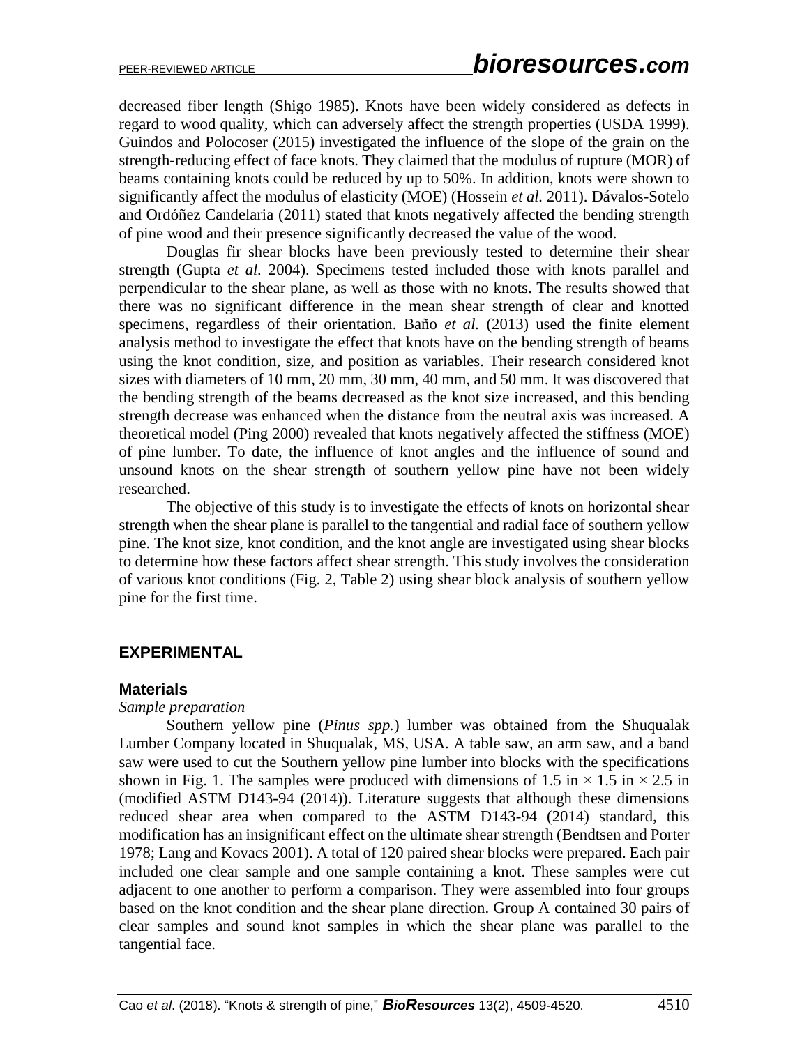decreased fiber length (Shigo 1985). Knots have been widely considered as defects in regard to wood quality, which can adversely affect the strength properties (USDA 1999). Guindos and Polocoser (2015) investigated the influence of the slope of the grain on the strength-reducing effect of face knots. They claimed that the modulus of rupture (MOR) of beams containing knots could be reduced by up to 50%. In addition, knots were shown to significantly affect the modulus of elasticity (MOE) (Hossein *et al.* 2011). Dávalos-Sotelo and Ordóñez Candelaria (2011) stated that knots negatively affected the bending strength of pine wood and their presence significantly decreased the value of the wood.

Douglas fir shear blocks have been previously tested to determine their shear strength (Gupta *et al*. 2004). Specimens tested included those with knots parallel and perpendicular to the shear plane, as well as those with no knots. The results showed that there was no significant difference in the mean shear strength of clear and knotted specimens, regardless of their orientation. Baño *et al.* (2013) used the finite element analysis method to investigate the effect that knots have on the bending strength of beams using the knot condition, size, and position as variables. Their research considered knot sizes with diameters of 10 mm, 20 mm, 30 mm, 40 mm, and 50 mm. It was discovered that the bending strength of the beams decreased as the knot size increased, and this bending strength decrease was enhanced when the distance from the neutral axis was increased. A theoretical model (Ping 2000) revealed that knots negatively affected the stiffness (MOE) of pine lumber. To date, the influence of knot angles and the influence of sound and unsound knots on the shear strength of southern yellow pine have not been widely researched.

The objective of this study is to investigate the effects of knots on horizontal shear strength when the shear plane is parallel to the tangential and radial face of southern yellow pine. The knot size, knot condition, and the knot angle are investigated using shear blocks to determine how these factors affect shear strength. This study involves the consideration of various knot conditions (Fig. 2, Table 2) using shear block analysis of southern yellow pine for the first time.

## EXPERIMENTAL

### Materials

*Sample preparation*

Southern yellow pine (*Pinus spp.*) lumber was obtained from the Shuqualak Lumber Company located in Shuqualak, MS, USA. A table saw, an arm saw, and a band saw were used to cut the Southern yellow pine lumber into blocks with the specifications shown in Fig. 1. The samples were produced with dimensions of 1.5 in × 1.5 in × 2.5 in (modified ASTM D143-94 (2014)). Literature suggests that although these dimensions reduced shear area when compared to the ASTM D143-94 (2014) standard, this modification has an insignificant effect on the ultimate shear strength (Bendtsen and Porter 1978; Lang and Kovacs 2001). A total of 120 paired shear blocks were prepared. Each pair included one clear sample and one sample containing a knot. These samples were cut adjacent to one another to perform a comparison. They were assembled into four groups based on the knot condition and the shear plane direction. Group A contained 30 pairs of clear samples and sound knot samples in which the shear plane was parallel to the tangential face.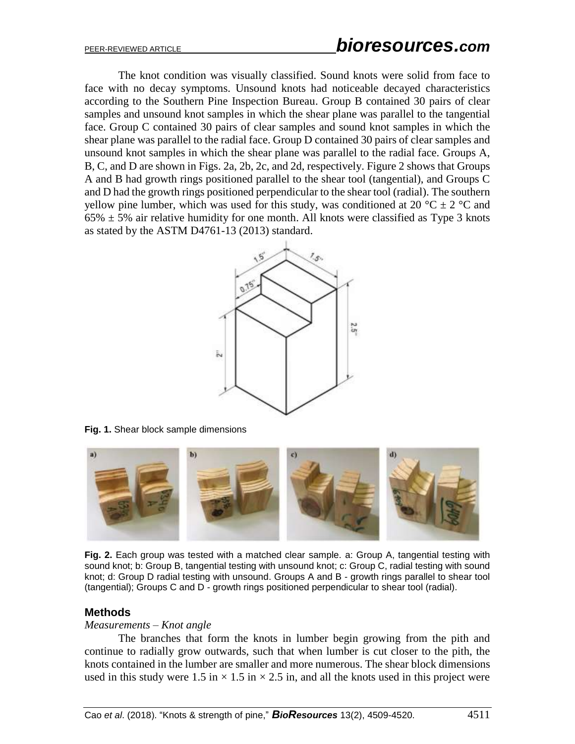The knot condition was visually classified. Sound knots were solid from face to face with no decay symptoms. Unsound knots had noticeable decayed characteristics according to the Southern Pine Inspection Bureau. Group B contained 30 pairs of clear samples and unsound knot samples in which the shear plane was parallel to the tangential face. Group C contained 30 pairs of clear samples and sound knot samples in which the shear plane was parallel to the radial face. Group D contained 30 pairs of clear samples and unsound knot samples in which the shear plane was parallel to the radial face. Groups A, B, C, and D are shown in Figs. 2a, 2b, 2c, and 2d, respectively. Figure 2 shows that Groups A and B had growth rings positioned parallel to the shear tool (tangential), and Groups C and D had the growth rings positioned perpendicular to the shear tool (radial). The southern yellow pine lumber, which was used for this study, was conditioned at 20 °C ± 2 °C and 65% ± 5% air relative humidity for one month. All knots were classified as Type 3 knots as stated by the ASTM D4761-13 (2013) standard.

**Fig. 1.** Shear block sample dimensions

**Fig. 2.** Each group was tested with a matched clear sample. a: Group A, tangential testing with sound knot; b: Group B, tangential testing with unsound knot; c: Group C, radial testing with sound knot; d: Group D radial testing with unsound. Groups A and B - growth rings parallel to shear tool (tangential); Groups C and D - growth rings positioned perpendicular to shear tool (radial).

## Methods

*Measurements – Knot angle*

The branches that form the knots in lumber begin growing from the pith and continue to radially grow outwards, such that when lumber is cut closer to the pith, the knots contained in the lumber are smaller and more numerous. The shear block dimensions used in this study were 1.5 in × 1.5 in × 2.5 in, and all the knots used in this project were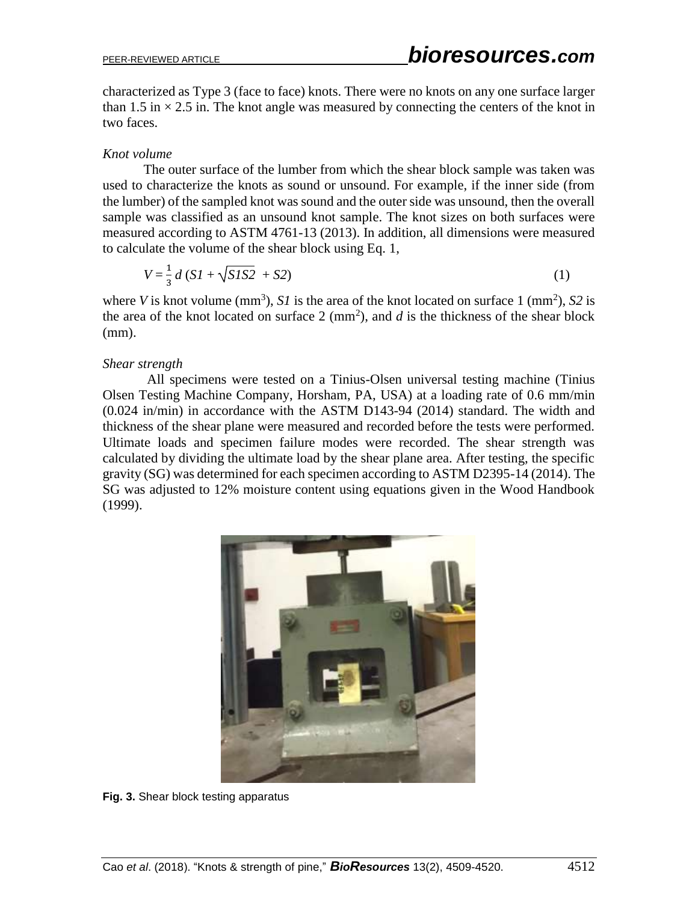characterized as Type 3 (face to face) knots. There were no knots on any one surface larger than 1.5 in × 2.5 in. The knot angle was measured by connecting the centers of the knot in two faces.

*Knot volume*

The outer surface of the lumber from which the shear block sample was taken was used to characterize the knots as sound or unsound. For example, if the inner side (from the lumber) of the sampled knot was sound and the outer side was unsound, then the overall sample was classified as an unsound knot sample. The knot sizes on both surfaces were measured according to ASTM 4761-13 (2013). In addition, all dimensions were measured to calculate the volume of the shear block using Eq. 1,

$$V = \frac{1}{3}\, d\, (S1 + \sqrt{S1S2} + S2) \tag{1}$$

where $V$ is knot volume ($mm^3$), $S1$ is the area of the knot located on surface 1 ($mm^2$), $S2$ is the area of the knot located on surface 2 ($mm^2$), and $d$ is the thickness of the shear block (mm).

*Shear strength*

All specimens were tested on a Tinius-Olsen universal testing machine (Tinius Olsen Testing Machine Company, Horsham, PA, USA) at a loading rate of 0.6 mm/min (0.024 in/min) in accordance with the ASTM D143-94 (2014) standard. The width and thickness of the shear plane were measured and recorded before the tests were performed. Ultimate loads and specimen failure modes were recorded. The shear strength was calculated by dividing the ultimate load by the shear plane area. After testing, the specific gravity (SG) was determined for each specimen according to ASTM D2395-14 (2014). The SG was adjusted to 12% moisture content using equations given in the Wood Handbook (1999).

**Fig. 3.** Shear block testing apparatus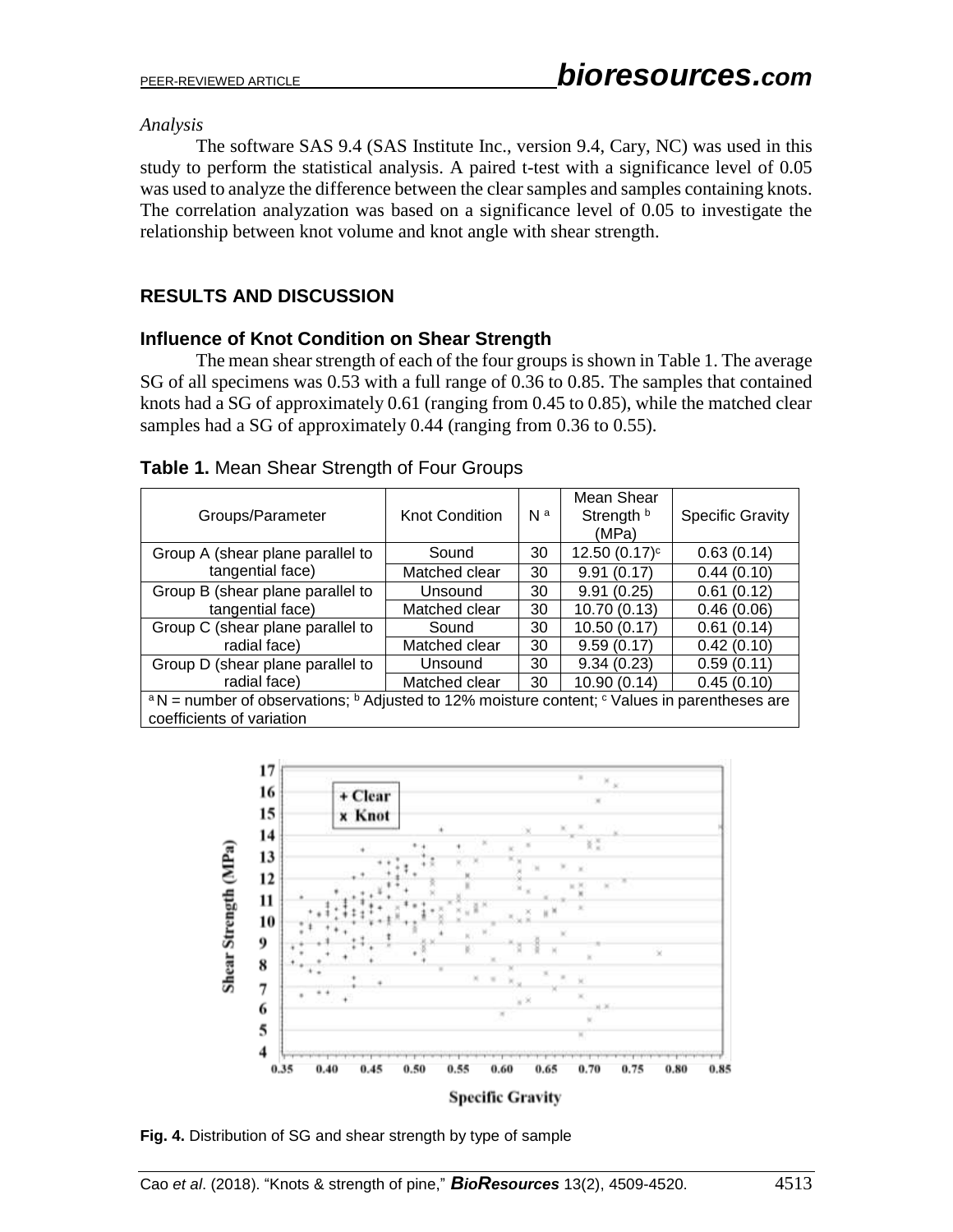*Analysis*

The software SAS 9.4 (SAS Institute Inc., version 9.4, Cary, NC) was used in this study to perform the statistical analysis. A paired t-test with a significance level of 0.05 was used to analyze the difference between the clear samples and samples containing knots. The correlation analyzation was based on a significance level of 0.05 to investigate the relationship between knot volume and knot angle with shear strength.

## RESULTS AND DISCUSSION

### Influence of Knot Condition on Shear Strength

The mean shear strength of each of the four groups is shown in Table 1. The average SG of all specimens was 0.53 with a full range of 0.36 to 0.85. The samples that contained knots had a SG of approximately 0.61 (ranging from 0.45 to 0.85), while the matched clear samples had a SG of approximately 0.44 (ranging from 0.36 to 0.55).

**Table 1.** Mean Shear Strength of Four Groups

| Groups/Parameter | Knot Condition | N [a] | Mean Shear Strength [b] (MPa) | Specific Gravity |
|---|---|---|---|---|
| Group A (shear plane parallel to tangential face) | Sound | 30 | 12.50 (0.17)[c] | 0.63 (0.14) |
| | Matched clear | 30 | 9.91 (0.17) | 0.44 (0.10) |
| Group B (shear plane parallel to tangential face) | Unsound | 30 | 9.91 (0.25) | 0.61 (0.12) |
| | Matched clear | 30 | 10.70 (0.13) | 0.46 (0.06) |
| Group C (shear plane parallel to radial face) | Sound | 30 | 10.50 (0.17) | 0.61 (0.14) |
| | Matched clear | 30 | 9.59 (0.17) | 0.42 (0.10) |
| Group D (shear plane parallel to radial face) | Unsound | 30 | 9.34 (0.23) | 0.59 (0.11) |
| | Matched clear | 30 | 10.90 (0.14) | 0.45 (0.10) |

[a] N = number of observations; [b] Adjusted to 12% moisture content; [c] Values in parentheses are coefficients of variation

**Fig. 4.** Distribution of SG and shear strength by type of sample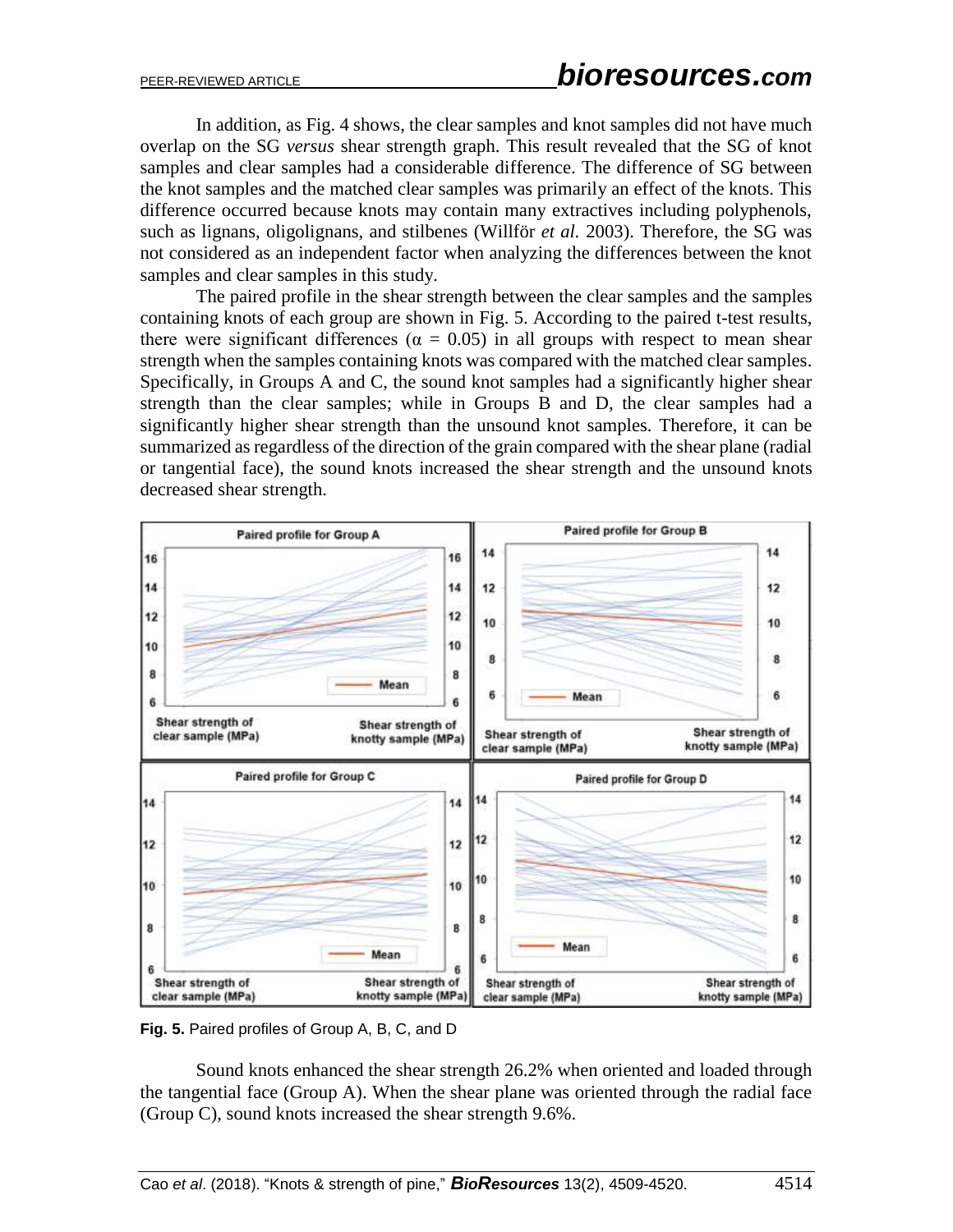In addition, as Fig. 4 shows, the clear samples and knot samples did not have much overlap on the SG *versus* shear strength graph. This result revealed that the SG of knot samples and clear samples had a considerable difference. The difference of SG between the knot samples and the matched clear samples was primarily an effect of the knots. This difference occurred because knots may contain many extractives including polyphenols, such as lignans, oligolignans, and stilbenes (Willför *et al.* 2003). Therefore, the SG was not considered as an independent factor when analyzing the differences between the knot samples and clear samples in this study.

The paired profile in the shear strength between the clear samples and the samples containing knots of each group are shown in Fig. 5. According to the paired t-test results, there were significant differences ($\alpha = 0.05$) in all groups with respect to mean shear strength when the samples containing knots was compared with the matched clear samples. Specifically, in Groups A and C, the sound knot samples had a significantly higher shear strength than the clear samples; while in Groups B and D, the clear samples had a significantly higher shear strength than the unsound knot samples. Therefore, it can be summarized as regardless of the direction of the grain compared with the shear plane (radial or tangential face), the sound knots increased the shear strength and the unsound knots decreased shear strength.

**Fig. 5.** Paired profiles of Group A, B, C, and D

Sound knots enhanced the shear strength 26.2% when oriented and loaded through the tangential face (Group A). When the shear plane was oriented through the radial face (Group C), sound knots increased the shear strength 9.6%.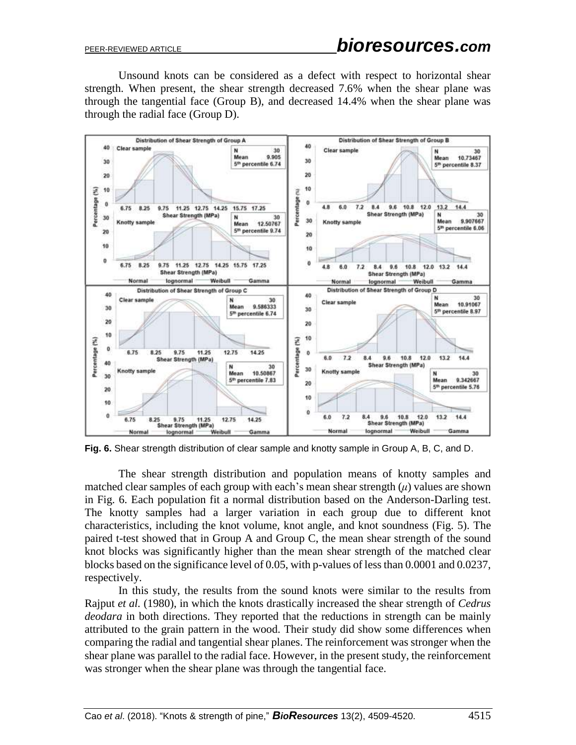Unsound knots can be considered as a defect with respect to horizontal shear strength. When present, the shear strength decreased 7.6% when the shear plane was through the tangential face (Group B), and decreased 14.4% when the shear plane was through the radial face (Group D).

**Fig. 6.** Shear strength distribution of clear sample and knotty sample in Group A, B, C, and D.

The shear strength distribution and population means of knotty samples and matched clear samples of each group with each's mean shear strength ($\mu$) values are shown in Fig. 6. Each population fit a normal distribution based on the Anderson-Darling test. The knotty samples had a larger variation in each group due to different knot characteristics, including the knot volume, knot angle, and knot soundness (Fig. 5). The paired t-test showed that in Group A and Group C, the mean shear strength of the sound knot blocks was significantly higher than the mean shear strength of the matched clear blocks based on the significance level of 0.05, with p-values of less than 0.0001 and 0.0237, respectively.

In this study, the results from the sound knots were similar to the results from Rajput *et al.* (1980), in which the knots drastically increased the shear strength of *Cedrus deodara* in both directions. They reported that the reductions in strength can be mainly attributed to the grain pattern in the wood. Their study did show some differences when comparing the radial and tangential shear planes. The reinforcement was stronger when the shear plane was parallel to the radial face. However, in the present study, the reinforcement was stronger when the shear plane was through the tangential face.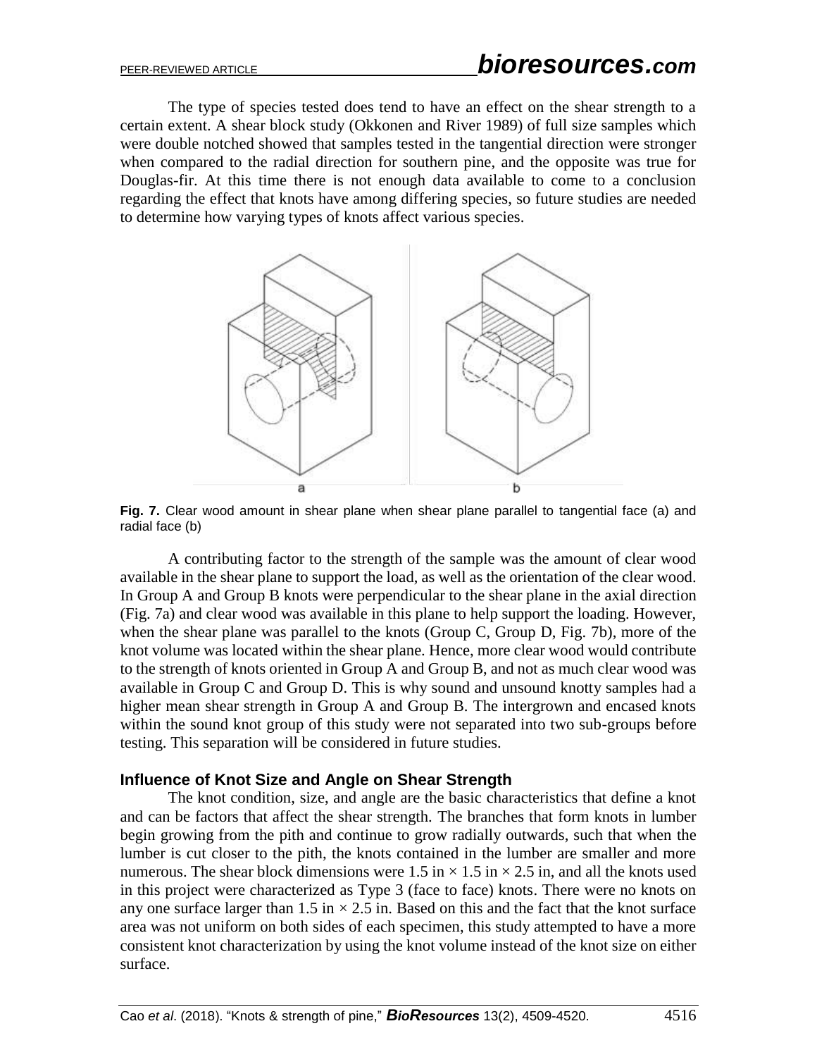The type of species tested does tend to have an effect on the shear strength to a certain extent. A shear block study (Okkonen and River 1989) of full size samples which were double notched showed that samples tested in the tangential direction were stronger when compared to the radial direction for southern pine, and the opposite was true for Douglas-fir. At this time there is not enough data available to come to a conclusion regarding the effect that knots have among differing species, so future studies are needed to determine how varying types of knots affect various species.

**Fig. 7.** Clear wood amount in shear plane when shear plane parallel to tangential face (a) and radial face (b)

A contributing factor to the strength of the sample was the amount of clear wood available in the shear plane to support the load, as well as the orientation of the clear wood. In Group A and Group B knots were perpendicular to the shear plane in the axial direction (Fig. 7a) and clear wood was available in this plane to help support the loading. However, when the shear plane was parallel to the knots (Group C, Group D, Fig. 7b), more of the knot volume was located within the shear plane. Hence, more clear wood would contribute to the strength of knots oriented in Group A and Group B, and not as much clear wood was available in Group C and Group D. This is why sound and unsound knotty samples had a higher mean shear strength in Group A and Group B. The intergrown and encased knots within the sound knot group of this study were not separated into two sub-groups before testing. This separation will be considered in future studies.

### Influence of Knot Size and Angle on Shear Strength

The knot condition, size, and angle are the basic characteristics that define a knot and can be factors that affect the shear strength. The branches that form knots in lumber begin growing from the pith and continue to grow radially outwards, such that when the lumber is cut closer to the pith, the knots contained in the lumber are smaller and more numerous. The shear block dimensions were 1.5 in × 1.5 in × 2.5 in, and all the knots used in this project were characterized as Type 3 (face to face) knots. There were no knots on any one surface larger than 1.5 in × 2.5 in. Based on this and the fact that the knot surface area was not uniform on both sides of each specimen, this study attempted to have a more consistent knot characterization by using the knot volume instead of the knot size on either surface.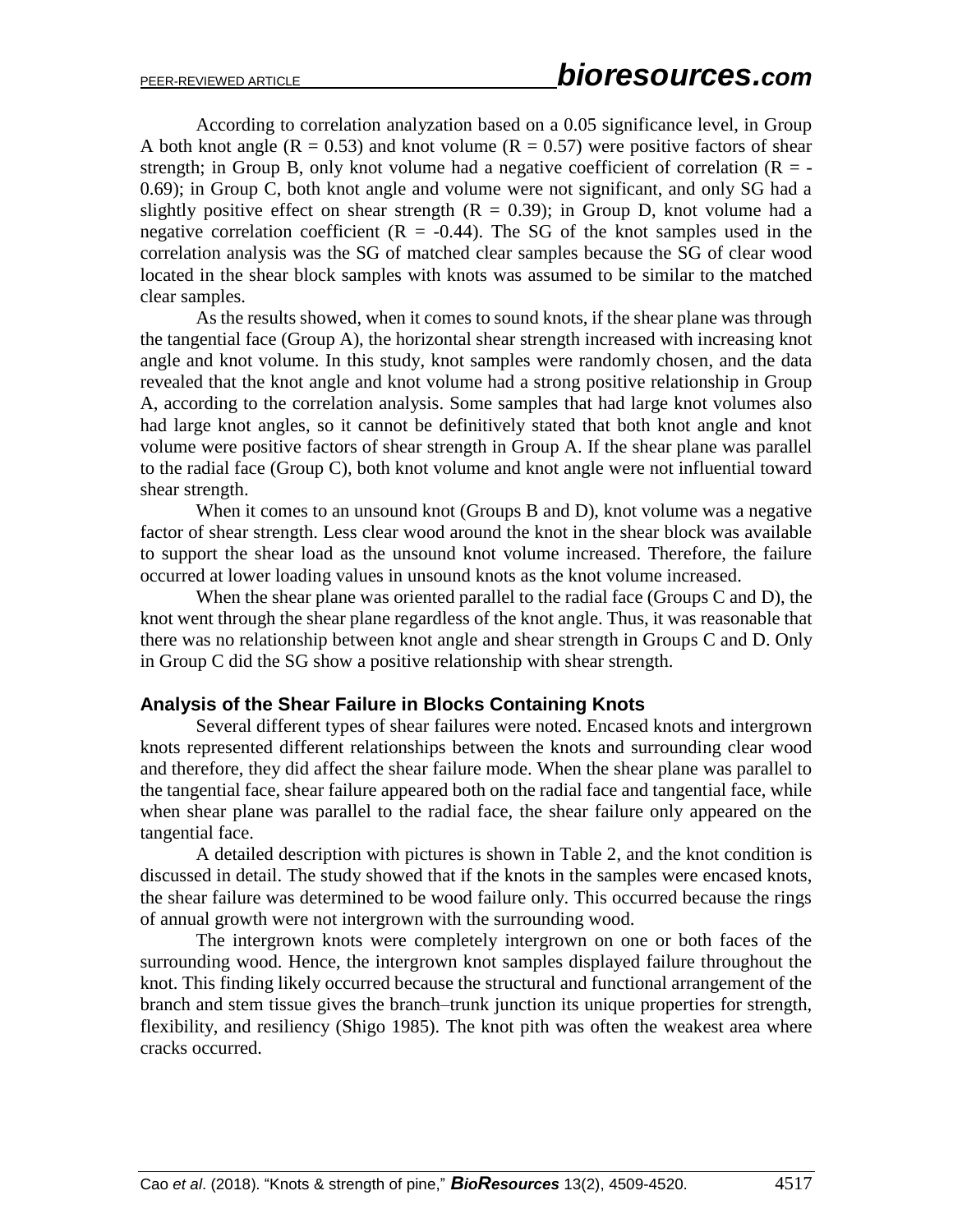According to correlation analyzation based on a 0.05 significance level, in Group A both knot angle ($R = 0.53$) and knot volume ($R = 0.57$) were positive factors of shear strength; in Group B, only knot volume had a negative coefficient of correlation ($R = -0.69$); in Group C, both knot angle and volume were not significant, and only SG had a slightly positive effect on shear strength ($R = 0.39$); in Group D, knot volume had a negative correlation coefficient ($R = -0.44$). The SG of the knot samples used in the correlation analysis was the SG of matched clear samples because the SG of clear wood located in the shear block samples with knots was assumed to be similar to the matched clear samples.

As the results showed, when it comes to sound knots, if the shear plane was through the tangential face (Group A), the horizontal shear strength increased with increasing knot angle and knot volume. In this study, knot samples were randomly chosen, and the data revealed that the knot angle and knot volume had a strong positive relationship in Group A, according to the correlation analysis. Some samples that had large knot volumes also had large knot angles, so it cannot be definitively stated that both knot angle and knot volume were positive factors of shear strength in Group A. If the shear plane was parallel to the radial face (Group C), both knot volume and knot angle were not influential toward shear strength.

When it comes to an unsound knot (Groups B and D), knot volume was a negative factor of shear strength. Less clear wood around the knot in the shear block was available to support the shear load as the unsound knot volume increased. Therefore, the failure occurred at lower loading values in unsound knots as the knot volume increased.

When the shear plane was oriented parallel to the radial face (Groups C and D), the knot went through the shear plane regardless of the knot angle. Thus, it was reasonable that there was no relationship between knot angle and shear strength in Groups C and D. Only in Group C did the SG show a positive relationship with shear strength.

### Analysis of the Shear Failure in Blocks Containing Knots

Several different types of shear failures were noted. Encased knots and intergrown knots represented different relationships between the knots and surrounding clear wood and therefore, they did affect the shear failure mode. When the shear plane was parallel to the tangential face, shear failure appeared both on the radial face and tangential face, while when shear plane was parallel to the radial face, the shear failure only appeared on the tangential face.

A detailed description with pictures is shown in Table 2, and the knot condition is discussed in detail. The study showed that if the knots in the samples were encased knots, the shear failure was determined to be wood failure only. This occurred because the rings of annual growth were not intergrown with the surrounding wood.

The intergrown knots were completely intergrown on one or both faces of the surrounding wood. Hence, the intergrown knot samples displayed failure throughout the knot. This finding likely occurred because the structural and functional arrangement of the branch and stem tissue gives the branch–trunk junction its unique properties for strength, flexibility, and resiliency (Shigo 1985). The knot pith was often the weakest area where cracks occurred.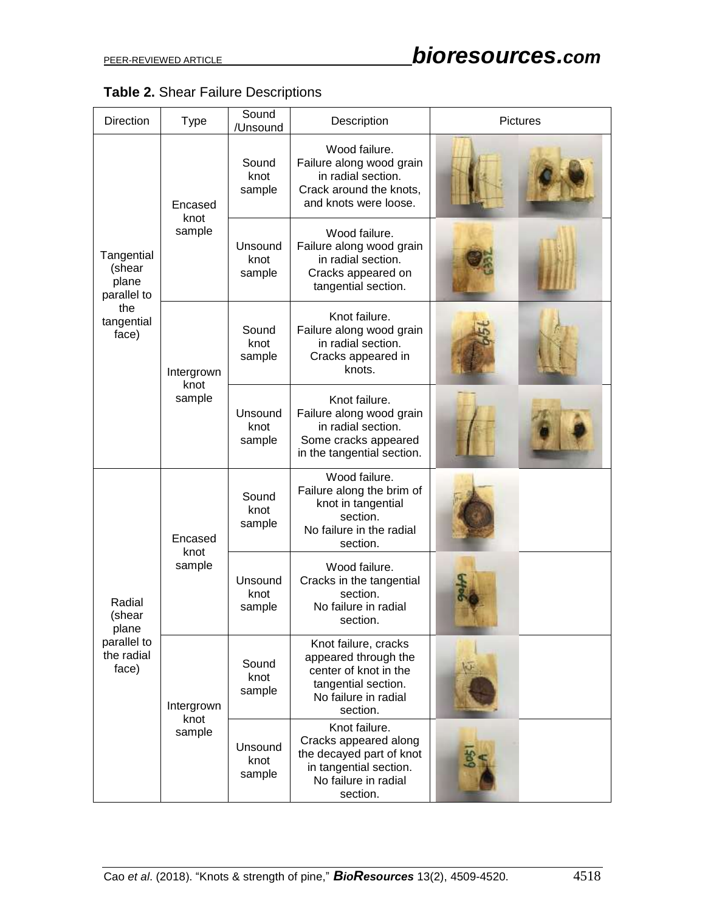**Table 2.** Shear Failure Descriptions

| Direction | Type | Sound /Unsound | Description | Pictures |
|---|---|---|---|---|
| Tangential (shear plane parallel to the tangential face) | Encased knot sample | Sound knot sample | Wood failure. Failure along wood grain in radial section. Crack around the knots, and knots were loose. | |
| | | Unsound knot sample | Wood failure. Failure along wood grain in radial section. Cracks appeared on tangential section. | |
| | Intergrown knot sample | Sound knot sample | Knot failure. Failure along wood grain in radial section. Cracks appeared in knots. | |
| | | Unsound knot sample | Knot failure. Failure along wood grain in radial section. Some cracks appeared in the tangential section. | |
| Radial (shear plane parallel to the radial face) | Encased knot sample | Sound knot sample | Wood failure. Failure along the brim of knot in tangential section. No failure in the radial section. | |
| | | Unsound knot sample | Wood failure. Cracks in the tangential section. No failure in radial section. | |
| | Intergrown knot sample | Sound knot sample | Knot failure, cracks appeared through the center of knot in the tangential section. No failure in radial section. | |
| | | Unsound knot sample | Knot failure. Cracks appeared along the decayed part of knot in tangential section. No failure in radial section. | |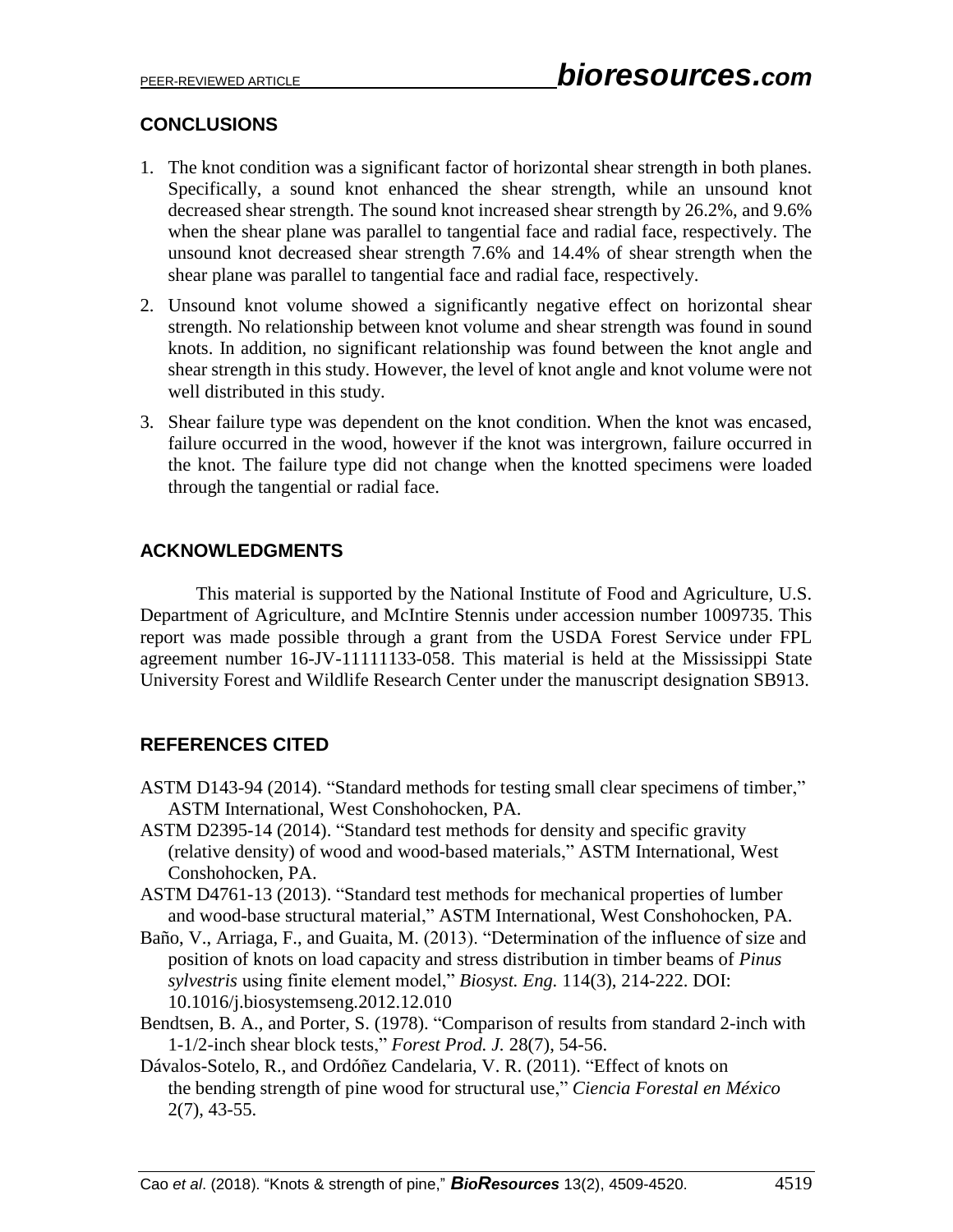## CONCLUSIONS

1. The knot condition was a significant factor of horizontal shear strength in both planes. Specifically, a sound knot enhanced the shear strength, while an unsound knot decreased shear strength. The sound knot increased shear strength by 26.2%, and 9.6% when the shear plane was parallel to tangential face and radial face, respectively. The unsound knot decreased shear strength 7.6% and 14.4% of shear strength when the shear plane was parallel to tangential face and radial face, respectively.
2. Unsound knot volume showed a significantly negative effect on horizontal shear strength. No relationship between knot volume and shear strength was found in sound knots. In addition, no significant relationship was found between the knot angle and shear strength in this study. However, the level of knot angle and knot volume were not well distributed in this study.
3. Shear failure type was dependent on the knot condition. When the knot was encased, failure occurred in the wood, however if the knot was intergrown, failure occurred in the knot. The failure type did not change when the knotted specimens were loaded through the tangential or radial face.

## ACKNOWLEDGMENTS

This material is supported by the National Institute of Food and Agriculture, U.S. Department of Agriculture, and McIntire Stennis under accession number 1009735. This report was made possible through a grant from the USDA Forest Service under FPL agreement number 16-JV-11111133-058. This material is held at the Mississippi State University Forest and Wildlife Research Center under the manuscript designation SB913.

## REFERENCES CITED

ASTM D143-94 (2014). “Standard methods for testing small clear specimens of timber,” ASTM International, West Conshohocken, PA.

ASTM D2395-14 (2014). “Standard test methods for density and specific gravity (relative density) of wood and wood-based materials,” ASTM International, West Conshohocken, PA.

ASTM D4761-13 (2013). “Standard test methods for mechanical properties of lumber and wood-base structural material,” ASTM International, West Conshohocken, PA.

Baño, V., Arriaga, F., and Guaita, M. (2013). “Determination of the influence of size and position of knots on load capacity and stress distribution in timber beams of *Pinus sylvestris* using finite element model,” *Biosyst. Eng.* 114(3), 214-222. DOI: 10.1016/j.biosystemseng.2012.12.010

Bendtsen, B. A., and Porter, S. (1978). “Comparison of results from standard 2-inch with 1-1/2-inch shear block tests,” *Forest Prod. J.* 28(7), 54-56.

Dávalos-Sotelo, R., and Ordóñez Candelaria, V. R. (2011). “Effect of knots on the bending strength of pine wood for structural use,” *Ciencia Forestal en México* 2(7), 43-55.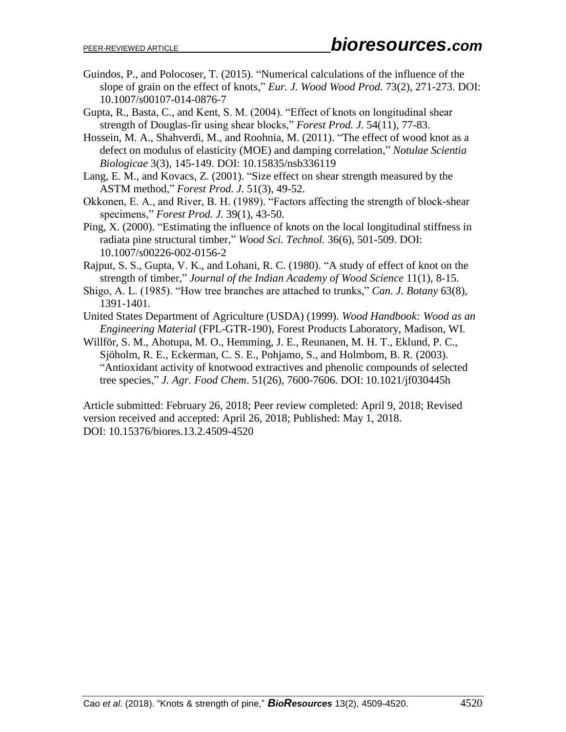Guindos, P., and Polocoser, T. (2015). "Numerical calculations of the influence of the slope of grain on the effect of knots," *Eur. J. Wood Wood Prod.* 73(2), 271-273. DOI: 10.1007/s00107-014-0876-7

Gupta, R., Basta, C., and Kent, S. M. (2004). "Effect of knots on longitudinal shear strength of Douglas-fir using shear blocks," *Forest Prod. J.* 54(11), 77-83.

Hossein, M. A., Shahverdi, M., and Roohnia, M. (2011). "The effect of wood knot as a defect on modulus of elasticity (MOE) and damping correlation," *Notulae Scientia Biologicae* 3(3), 145-149. DOI: 10.15835/nsb336119

Lang, E. M., and Kovacs, Z. (2001). "Size effect on shear strength measured by the ASTM method," *Forest Prod. J.* 51(3), 49-52.

Okkonen, E. A., and River, B. H. (1989). "Factors affecting the strength of block-shear specimens," *Forest Prod. J.* 39(1), 43-50.

Ping, X. (2000). "Estimating the influence of knots on the local longitudinal stiffness in radiata pine structural timber," *Wood Sci. Technol.* 36(6), 501-509. DOI: 10.1007/s00226-002-0156-2

Rajput, S. S., Gupta, V. K., and Lohani, R. C. (1980). "A study of effect of knot on the strength of timber," *Journal of the Indian Academy of Wood Science* 11(1), 8-15.

Shigo, A. L. (1985). "How tree branches are attached to trunks," *Can. J. Botany* 63(8), 1391-1401.

United States Department of Agriculture (USDA) (1999). *Wood Handbook: Wood as an Engineering Material* (FPL-GTR-190), Forest Products Laboratory, Madison, WI.

Willför, S. M., Ahotupa, M. O., Hemming, J. E., Reunanen, M. H. T., Eklund, P. C., Sjöholm, R. E., Eckerman, C. S. E., Pohjamo, S., and Holmbom, B. R. (2003). "Antioxidant activity of knotwood extractives and phenolic compounds of selected tree species," *J. Agr. Food Chem*. 51(26), 7600-7606. DOI: 10.1021/jf030445h

Article submitted: February 26, 2018; Peer review completed: April 9, 2018; Revised version received and accepted: April 26, 2018; Published: May 1, 2018.
DOI: 10.15376/biores.13.2.4509-4520